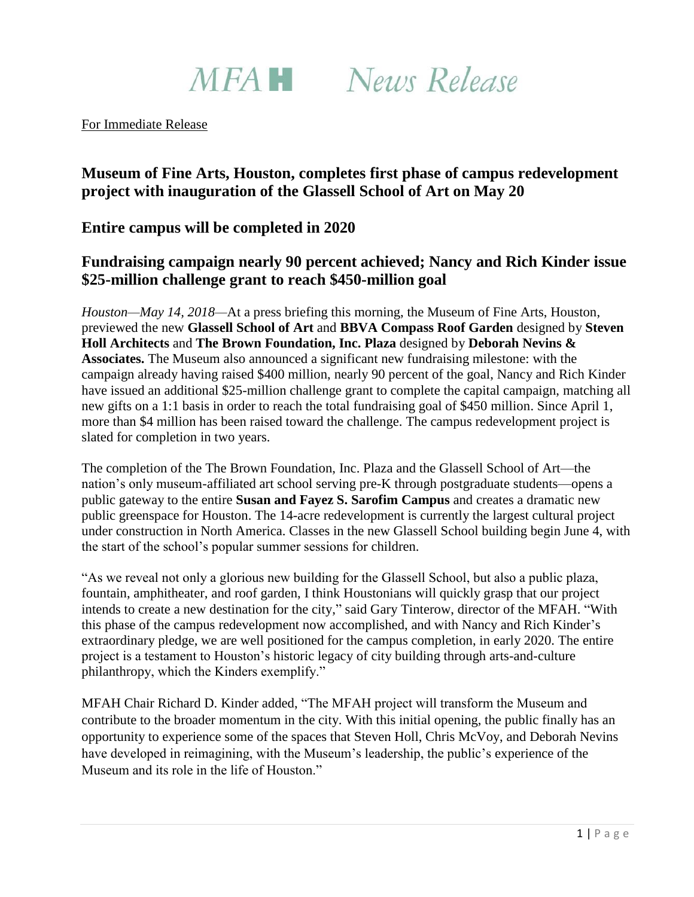MFA H News Release

For Immediate Release

## Museum of Fine Arts, Houston, completes first phase of campus redevelopment project with inauguration of the Glassell School of Art on May 20

## Entire campus will be completed in 2020

## Fundraising campaign nearly 90 percent achieved; Nancy and Rich Kinder issue $25-million challenge grant to reach $450-million goal

*Houston—May 14, 2018*—At a press briefing this morning, the Museum of Fine Arts, Houston, previewed the new **Glassell School of Art** and **BBVA Compass Roof Garden** designed by **Steven Holl Architects** and **The Brown Foundation, Inc. Plaza** designed by **Deborah Nevins & Associates.** The Museum also announced a significant new fundraising milestone: with the campaign already having raised $400 million, nearly 90 percent of the goal, Nancy and Rich Kinder have issued an additional $25-million challenge grant to complete the capital campaign, matching all new gifts on a 1:1 basis in order to reach the total fundraising goal of $450 million. Since April 1, more than $4 million has been raised toward the challenge. The campus redevelopment project is slated for completion in two years.

The completion of the The Brown Foundation, Inc. Plaza and the Glassell School of Art—the nation's only museum-affiliated art school serving pre-K through postgraduate students—opens a public gateway to the entire **Susan and Fayez S. Sarofim Campus** and creates a dramatic new public greenspace for Houston. The 14-acre redevelopment is currently the largest cultural project under construction in North America. Classes in the new Glassell School building begin June 4, with the start of the school's popular summer sessions for children.

"As we reveal not only a glorious new building for the Glassell School, but also a public plaza, fountain, amphitheater, and roof garden, I think Houstonians will quickly grasp that our project intends to create a new destination for the city," said Gary Tinterow, director of the MFAH. "With this phase of the campus redevelopment now accomplished, and with Nancy and Rich Kinder's extraordinary pledge, we are well positioned for the campus completion, in early 2020. The entire project is a testament to Houston's historic legacy of city building through arts-and-culture philanthropy, which the Kinders exemplify."

MFAH Chair Richard D. Kinder added, "The MFAH project will transform the Museum and contribute to the broader momentum in the city. With this initial opening, the public finally has an opportunity to experience some of the spaces that Steven Holl, Chris McVoy, and Deborah Nevins have developed in reimagining, with the Museum's leadership, the public's experience of the Museum and its role in the life of Houston."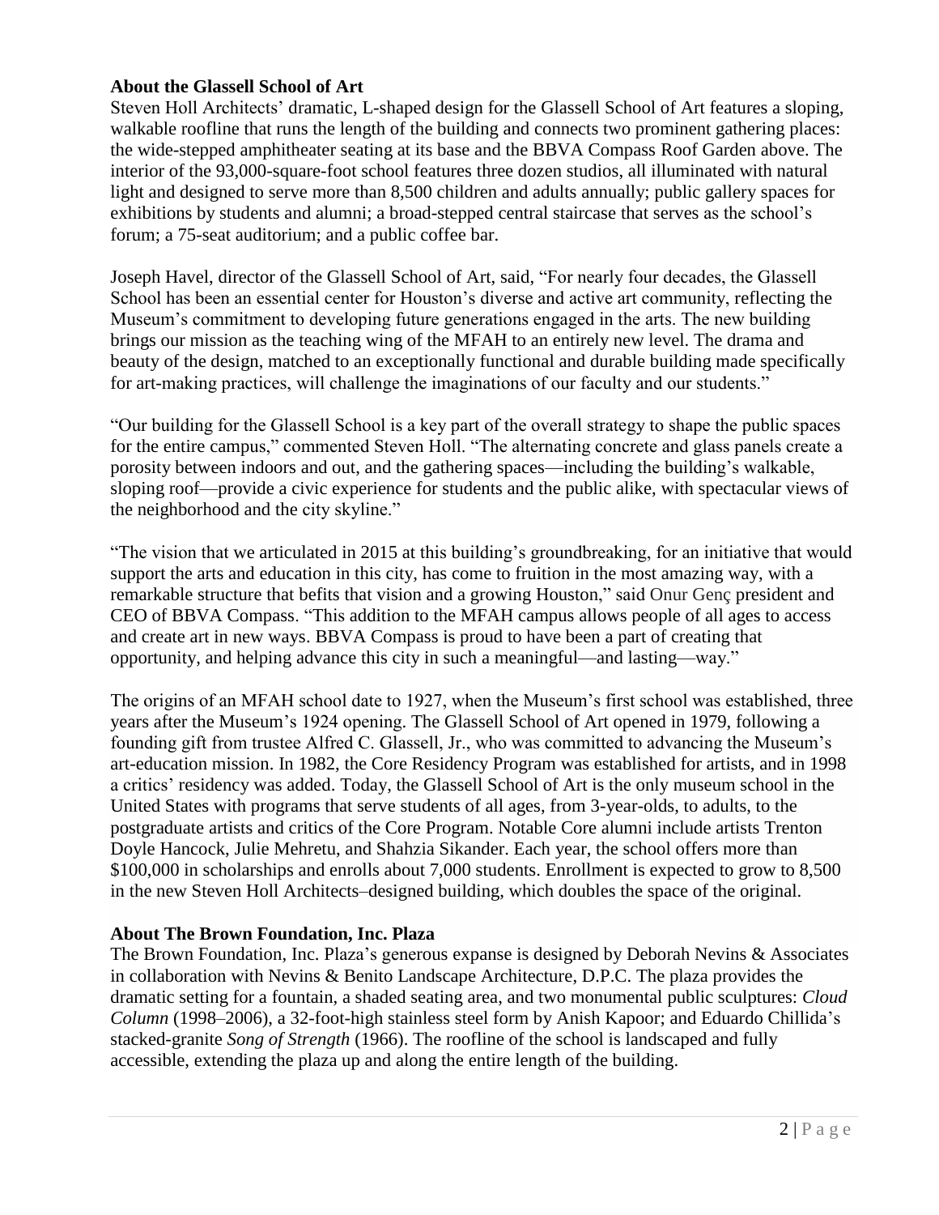**About the Glassell School of Art**

Steven Holl Architects' dramatic, L-shaped design for the Glassell School of Art features a sloping, walkable roofline that runs the length of the building and connects two prominent gathering places: the wide-stepped amphitheater seating at its base and the BBVA Compass Roof Garden above. The interior of the 93,000-square-foot school features three dozen studios, all illuminated with natural light and designed to serve more than 8,500 children and adults annually; public gallery spaces for exhibitions by students and alumni; a broad-stepped central staircase that serves as the school's forum; a 75-seat auditorium; and a public coffee bar.

Joseph Havel, director of the Glassell School of Art, said, "For nearly four decades, the Glassell School has been an essential center for Houston's diverse and active art community, reflecting the Museum's commitment to developing future generations engaged in the arts. The new building brings our mission as the teaching wing of the MFAH to an entirely new level. The drama and beauty of the design, matched to an exceptionally functional and durable building made specifically for art-making practices, will challenge the imaginations of our faculty and our students."

"Our building for the Glassell School is a key part of the overall strategy to shape the public spaces for the entire campus," commented Steven Holl. "The alternating concrete and glass panels create a porosity between indoors and out, and the gathering spaces—including the building's walkable, sloping roof—provide a civic experience for students and the public alike, with spectacular views of the neighborhood and the city skyline."

"The vision that we articulated in 2015 at this building's groundbreaking, for an initiative that would support the arts and education in this city, has come to fruition in the most amazing way, with a remarkable structure that befits that vision and a growing Houston," said Onur Genç president and CEO of BBVA Compass. "This addition to the MFAH campus allows people of all ages to access and create art in new ways. BBVA Compass is proud to have been a part of creating that opportunity, and helping advance this city in such a meaningful—and lasting—way."

The origins of an MFAH school date to 1927, when the Museum's first school was established, three years after the Museum's 1924 opening. The Glassell School of Art opened in 1979, following a founding gift from trustee Alfred C. Glassell, Jr., who was committed to advancing the Museum's art-education mission. In 1982, the Core Residency Program was established for artists, and in 1998 a critics' residency was added. Today, the Glassell School of Art is the only museum school in the United States with programs that serve students of all ages, from 3-year-olds, to adults, to the postgraduate artists and critics of the Core Program. Notable Core alumni include artists Trenton Doyle Hancock, Julie Mehretu, and Shahzia Sikander. Each year, the school offers more than $100,000 in scholarships and enrolls about 7,000 students. Enrollment is expected to grow to 8,500 in the new Steven Holl Architects–designed building, which doubles the space of the original.

**About The Brown Foundation, Inc. Plaza**

The Brown Foundation, Inc. Plaza's generous expanse is designed by Deborah Nevins & Associates in collaboration with Nevins & Benito Landscape Architecture, D.P.C. The plaza provides the dramatic setting for a fountain, a shaded seating area, and two monumental public sculptures: *Cloud Column* (1998–2006), a 32-foot-high stainless steel form by Anish Kapoor; and Eduardo Chillida's stacked-granite *Song of Strength* (1966). The roofline of the school is landscaped and fully accessible, extending the plaza up and along the entire length of the building.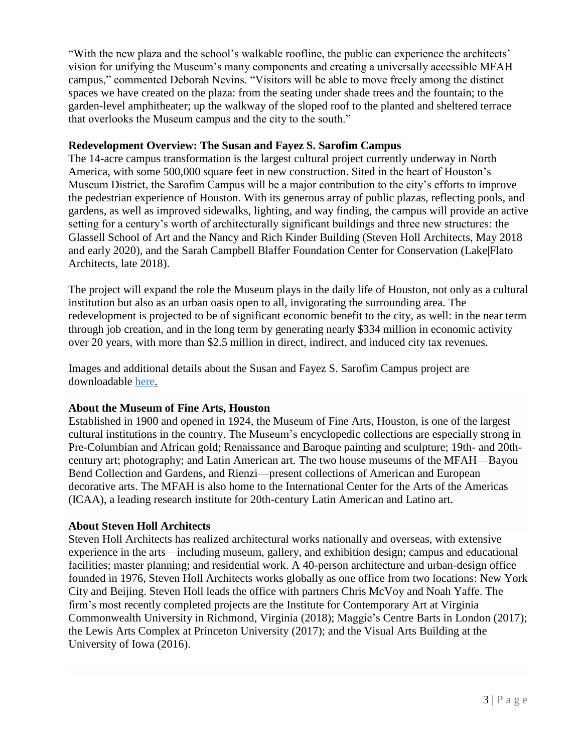"With the new plaza and the school's walkable roofline, the public can experience the architects' vision for unifying the Museum's many components and creating a universally accessible MFAH campus," commented Deborah Nevins. "Visitors will be able to move freely among the distinct spaces we have created on the plaza: from the seating under shade trees and the fountain; to the garden-level amphitheater; up the walkway of the sloped roof to the planted and sheltered terrace that overlooks the Museum campus and the city to the south."

**Redevelopment Overview: The Susan and Fayez S. Sarofim Campus**

The 14-acre campus transformation is the largest cultural project currently underway in North America, with some 500,000 square feet in new construction. Sited in the heart of Houston's Museum District, the Sarofim Campus will be a major contribution to the city's efforts to improve the pedestrian experience of Houston. With its generous array of public plazas, reflecting pools, and gardens, as well as improved sidewalks, lighting, and way finding, the campus will provide an active setting for a century's worth of architecturally significant buildings and three new structures: the Glassell School of Art and the Nancy and Rich Kinder Building (Steven Holl Architects, May 2018 and early 2020), and the Sarah Campbell Blaffer Foundation Center for Conservation (Lake|Flato Architects, late 2018).

The project will expand the role the Museum plays in the daily life of Houston, not only as a cultural institution but also as an urban oasis open to all, invigorating the surrounding area. The redevelopment is projected to be of significant economic benefit to the city, as well: in the near term through job creation, and in the long term by generating nearly $334 million in economic activity over 20 years, with more than $2.5 million in direct, indirect, and induced city tax revenues.

Images and additional details about the Susan and Fayez S. Sarofim Campus project are downloadable [here](here).

**About the Museum of Fine Arts, Houston**

Established in 1900 and opened in 1924, the Museum of Fine Arts, Houston, is one of the largest cultural institutions in the country. The Museum's encyclopedic collections are especially strong in Pre-Columbian and African gold; Renaissance and Baroque painting and sculpture; 19th- and 20th-century art; photography; and Latin American art. The two house museums of the MFAH—Bayou Bend Collection and Gardens, and Rienzi—present collections of American and European decorative arts. The MFAH is also home to the International Center for the Arts of the Americas (ICAA), a leading research institute for 20th-century Latin American and Latino art.

**About Steven Holl Architects**

Steven Holl Architects has realized architectural works nationally and overseas, with extensive experience in the arts—including museum, gallery, and exhibition design; campus and educational facilities; master planning; and residential work. A 40-person architecture and urban-design office founded in 1976, Steven Holl Architects works globally as one office from two locations: New York City and Beijing. Steven Holl leads the office with partners Chris McVoy and Noah Yaffe. The firm's most recently completed projects are the Institute for Contemporary Art at Virginia Commonwealth University in Richmond, Virginia (2018); Maggie's Centre Barts in London (2017); the Lewis Arts Complex at Princeton University (2017); and the Visual Arts Building at the University of Iowa (2016).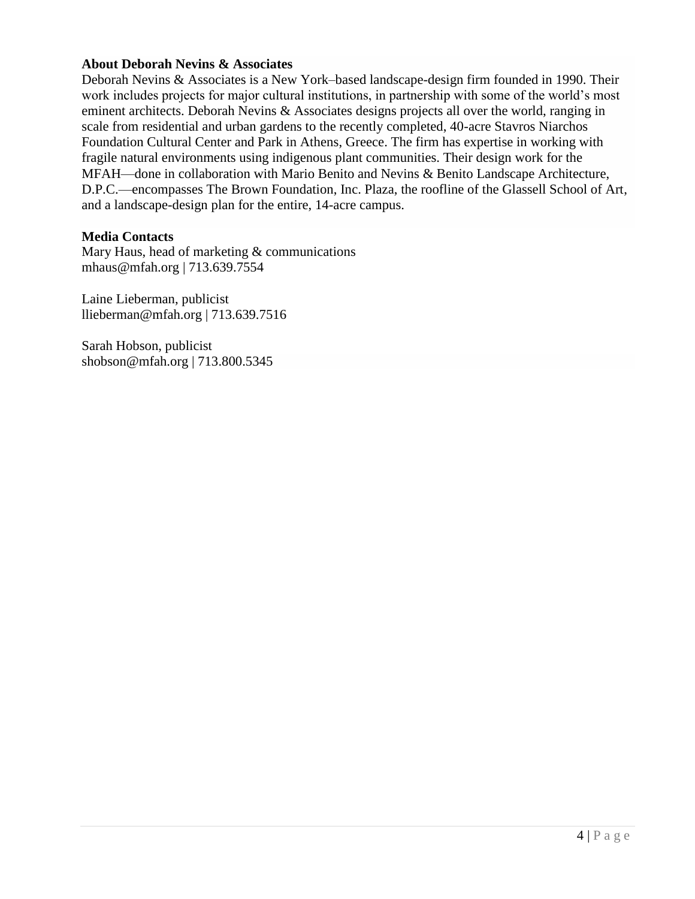**About Deborah Nevins & Associates**

Deborah Nevins & Associates is a New York–based landscape-design firm founded in 1990. Their work includes projects for major cultural institutions, in partnership with some of the world's most eminent architects. Deborah Nevins & Associates designs projects all over the world, ranging in scale from residential and urban gardens to the recently completed, 40-acre Stavros Niarchos Foundation Cultural Center and Park in Athens, Greece. The firm has expertise in working with fragile natural environments using indigenous plant communities. Their design work for the MFAH—done in collaboration with Mario Benito and Nevins & Benito Landscape Architecture, D.P.C.—encompasses The Brown Foundation, Inc. Plaza, the roofline of the Glassell School of Art, and a landscape-design plan for the entire, 14-acre campus.

**Media Contacts**

Mary Haus, head of marketing & communications
mhaus@mfah.org | 713.639.7554

Laine Lieberman, publicist
llieberman@mfah.org | 713.639.7516

Sarah Hobson, publicist
shobson@mfah.org | 713.800.5345